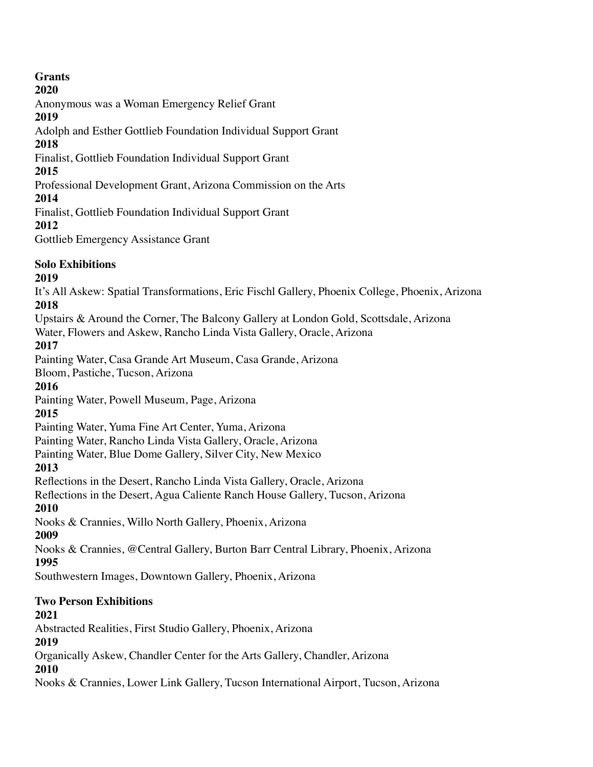## Grants

**2020**

Anonymous was a Woman Emergency Relief Grant

**2019**

Adolph and Esther Gottlieb Foundation Individual Support Grant

**2018**

Finalist, Gottlieb Foundation Individual Support Grant

**2015**

Professional Development Grant, Arizona Commission on the Arts

**2014**

Finalist, Gottlieb Foundation Individual Support Grant

**2012**

Gottlieb Emergency Assistance Grant

## Solo Exhibitions

**2019**

It's All Askew: Spatial Transformations, Eric Fischl Gallery, Phoenix College, Phoenix, Arizona

**2018**

Upstairs & Around the Corner, The Balcony Gallery at London Gold, Scottsdale, Arizona

Water, Flowers and Askew, Rancho Linda Vista Gallery, Oracle, Arizona

**2017**

Painting Water, Casa Grande Art Museum, Casa Grande, Arizona

Bloom, Pastiche, Tucson, Arizona

**2016**

Painting Water, Powell Museum, Page, Arizona

**2015**

Painting Water, Yuma Fine Art Center, Yuma, Arizona

Painting Water, Rancho Linda Vista Gallery, Oracle, Arizona

Painting Water, Blue Dome Gallery, Silver City, New Mexico

**2013**

Reflections in the Desert, Rancho Linda Vista Gallery, Oracle, Arizona

Reflections in the Desert, Agua Caliente Ranch House Gallery, Tucson, Arizona

**2010**

Nooks & Crannies, Willo North Gallery, Phoenix, Arizona

**2009**

Nooks & Crannies, @Central Gallery, Burton Barr Central Library, Phoenix, Arizona

**1995**

Southwestern Images, Downtown Gallery, Phoenix, Arizona

## Two Person Exhibitions

**2021**

Abstracted Realities, First Studio Gallery, Phoenix, Arizona

**2019**

Organically Askew, Chandler Center for the Arts Gallery, Chandler, Arizona

**2010**

Nooks & Crannies, Lower Link Gallery, Tucson International Airport, Tucson, Arizona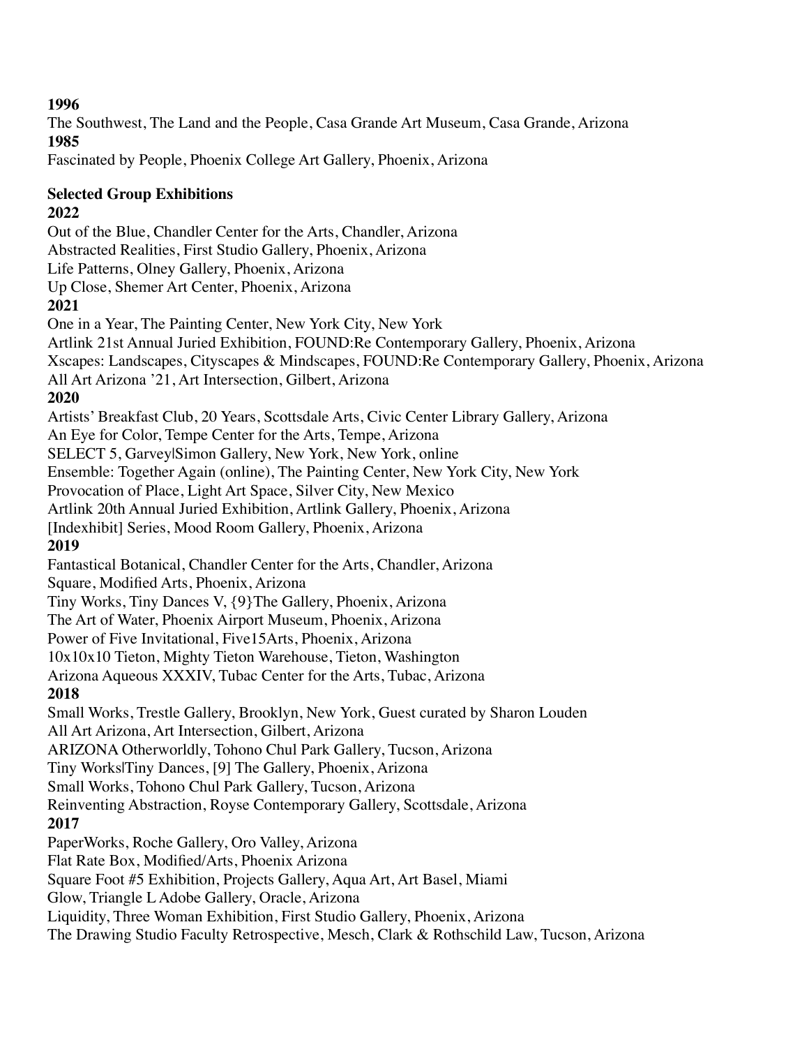**1996**

The Southwest, The Land and the People, Casa Grande Art Museum, Casa Grande, Arizona

**1985**

Fascinated by People, Phoenix College Art Gallery, Phoenix, Arizona

**Selected Group Exhibitions**

**2022**

Out of the Blue, Chandler Center for the Arts, Chandler, Arizona
Abstracted Realities, First Studio Gallery, Phoenix, Arizona
Life Patterns, Olney Gallery, Phoenix, Arizona
Up Close, Shemer Art Center, Phoenix, Arizona

**2021**

One in a Year, The Painting Center, New York City, New York
Artlink 21st Annual Juried Exhibition, FOUND:Re Contemporary Gallery, Phoenix, Arizona
Xscapes: Landscapes, Cityscapes & Mindscapes, FOUND:Re Contemporary Gallery, Phoenix, Arizona
All Art Arizona '21, Art Intersection, Gilbert, Arizona

**2020**

Artists' Breakfast Club, 20 Years, Scottsdale Arts, Civic Center Library Gallery, Arizona
An Eye for Color, Tempe Center for the Arts, Tempe, Arizona
SELECT 5, Garvey|Simon Gallery, New York, New York, online
Ensemble: Together Again (online), The Painting Center, New York City, New York
Provocation of Place, Light Art Space, Silver City, New Mexico
Artlink 20th Annual Juried Exhibition, Artlink Gallery, Phoenix, Arizona
[Indexhibit] Series, Mood Room Gallery, Phoenix, Arizona

**2019**

Fantastical Botanical, Chandler Center for the Arts, Chandler, Arizona
Square, Modified Arts, Phoenix, Arizona
Tiny Works, Tiny Dances V, {9}The Gallery, Phoenix, Arizona
The Art of Water, Phoenix Airport Museum, Phoenix, Arizona
Power of Five Invitational, Five15Arts, Phoenix, Arizona
10x10x10 Tieton, Mighty Tieton Warehouse, Tieton, Washington
Arizona Aqueous XXXIV, Tubac Center for the Arts, Tubac, Arizona

**2018**

Small Works, Trestle Gallery, Brooklyn, New York, Guest curated by Sharon Louden
All Art Arizona, Art Intersection, Gilbert, Arizona
ARIZONA Otherworldly, Tohono Chul Park Gallery, Tucson, Arizona
Tiny Works|Tiny Dances, [9] The Gallery, Phoenix, Arizona
Small Works, Tohono Chul Park Gallery, Tucson, Arizona
Reinventing Abstraction, Royse Contemporary Gallery, Scottsdale, Arizona

**2017**

PaperWorks, Roche Gallery, Oro Valley, Arizona
Flat Rate Box, Modified/Arts, Phoenix Arizona
Square Foot #5 Exhibition, Projects Gallery, Aqua Art, Art Basel, Miami
Glow, Triangle L Adobe Gallery, Oracle, Arizona
Liquidity, Three Woman Exhibition, First Studio Gallery, Phoenix, Arizona
The Drawing Studio Faculty Retrospective, Mesch, Clark & Rothschild Law, Tucson, Arizona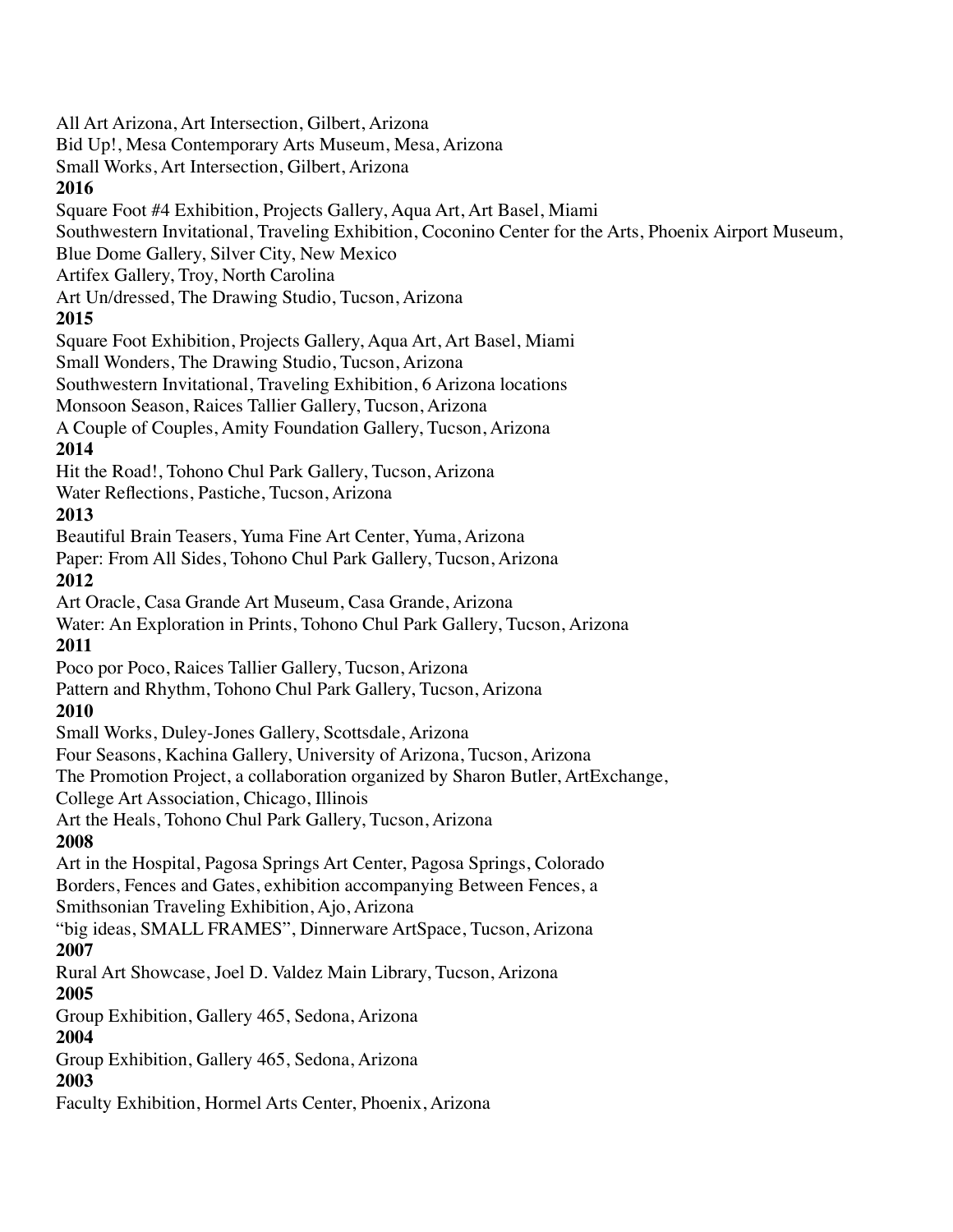All Art Arizona, Art Intersection, Gilbert, Arizona
Bid Up!, Mesa Contemporary Arts Museum, Mesa, Arizona
Small Works, Art Intersection, Gilbert, Arizona

**2016**

Square Foot #4 Exhibition, Projects Gallery, Aqua Art, Art Basel, Miami
Southwestern Invitational, Traveling Exhibition, Coconino Center for the Arts, Phoenix Airport Museum, Blue Dome Gallery, Silver City, New Mexico
Artifex Gallery, Troy, North Carolina
Art Un/dressed, The Drawing Studio, Tucson, Arizona

**2015**

Square Foot Exhibition, Projects Gallery, Aqua Art, Art Basel, Miami
Small Wonders, The Drawing Studio, Tucson, Arizona
Southwestern Invitational, Traveling Exhibition, 6 Arizona locations
Monsoon Season, Raices Tallier Gallery, Tucson, Arizona
A Couple of Couples, Amity Foundation Gallery, Tucson, Arizona

**2014**

Hit the Road!, Tohono Chul Park Gallery, Tucson, Arizona
Water Reflections, Pastiche, Tucson, Arizona

**2013**

Beautiful Brain Teasers, Yuma Fine Art Center, Yuma, Arizona
Paper: From All Sides, Tohono Chul Park Gallery, Tucson, Arizona

**2012**

Art Oracle, Casa Grande Art Museum, Casa Grande, Arizona
Water: An Exploration in Prints, Tohono Chul Park Gallery, Tucson, Arizona

**2011**

Poco por Poco, Raices Tallier Gallery, Tucson, Arizona
Pattern and Rhythm, Tohono Chul Park Gallery, Tucson, Arizona

**2010**

Small Works, Duley-Jones Gallery, Scottsdale, Arizona
Four Seasons, Kachina Gallery, University of Arizona, Tucson, Arizona
The Promotion Project, a collaboration organized by Sharon Butler, ArtExchange, College Art Association, Chicago, Illinois
Art the Heals, Tohono Chul Park Gallery, Tucson, Arizona

**2008**

Art in the Hospital, Pagosa Springs Art Center, Pagosa Springs, Colorado
Borders, Fences and Gates, exhibition accompanying Between Fences, a Smithsonian Traveling Exhibition, Ajo, Arizona
"big ideas, SMALL FRAMES", Dinnerware ArtSpace, Tucson, Arizona

**2007**

Rural Art Showcase, Joel D. Valdez Main Library, Tucson, Arizona

**2005**

Group Exhibition, Gallery 465, Sedona, Arizona

**2004**

Group Exhibition, Gallery 465, Sedona, Arizona

**2003**

Faculty Exhibition, Hormel Arts Center, Phoenix, Arizona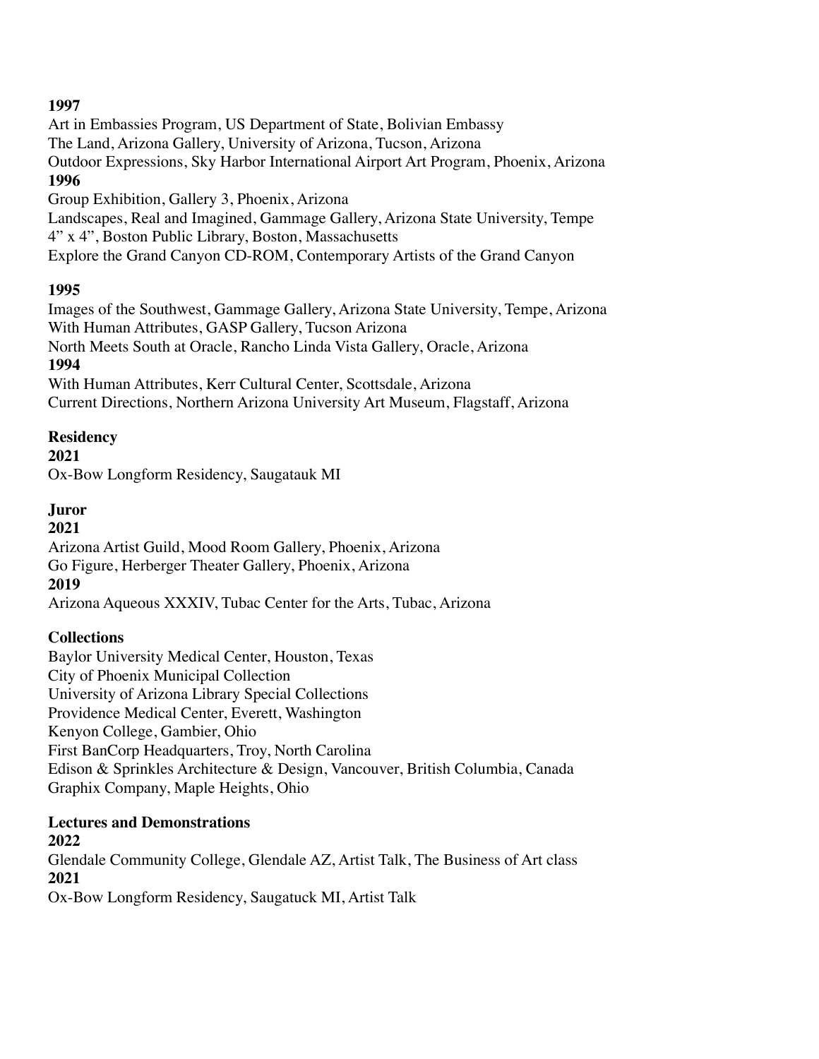**1997**

Art in Embassies Program, US Department of State, Bolivian Embassy
The Land, Arizona Gallery, University of Arizona, Tucson, Arizona
Outdoor Expressions, Sky Harbor International Airport Art Program, Phoenix, Arizona

**1996**

Group Exhibition, Gallery 3, Phoenix, Arizona
Landscapes, Real and Imagined, Gammage Gallery, Arizona State University, Tempe
4" x 4", Boston Public Library, Boston, Massachusetts
Explore the Grand Canyon CD-ROM, Contemporary Artists of the Grand Canyon

**1995**

Images of the Southwest, Gammage Gallery, Arizona State University, Tempe, Arizona
With Human Attributes, GASP Gallery, Tucson Arizona
North Meets South at Oracle, Rancho Linda Vista Gallery, Oracle, Arizona

**1994**

With Human Attributes, Kerr Cultural Center, Scottsdale, Arizona
Current Directions, Northern Arizona University Art Museum, Flagstaff, Arizona

**Residency**

**2021**

Ox-Bow Longform Residency, Saugatauk MI

**Juror**

**2021**

Arizona Artist Guild, Mood Room Gallery, Phoenix, Arizona
Go Figure, Herberger Theater Gallery, Phoenix, Arizona

**2019**

Arizona Aqueous XXXIV, Tubac Center for the Arts, Tubac, Arizona

**Collections**

Baylor University Medical Center, Houston, Texas
City of Phoenix Municipal Collection
University of Arizona Library Special Collections
Providence Medical Center, Everett, Washington
Kenyon College, Gambier, Ohio
First BanCorp Headquarters, Troy, North Carolina
Edison & Sprinkles Architecture & Design, Vancouver, British Columbia, Canada
Graphix Company, Maple Heights, Ohio

**Lectures and Demonstrations**

**2022**

Glendale Community College, Glendale AZ, Artist Talk, The Business of Art class

**2021**

Ox-Bow Longform Residency, Saugatuck MI, Artist Talk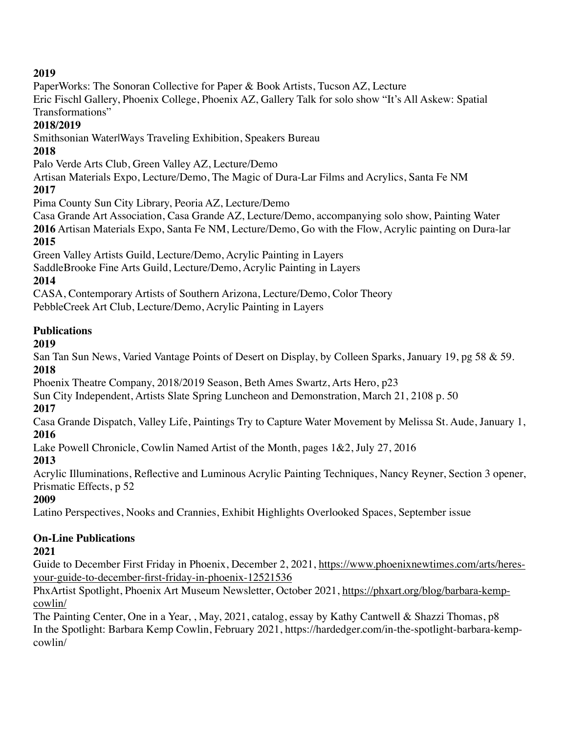**2019**
PaperWorks: The Sonoran Collective for Paper & Book Artists, Tucson AZ, Lecture
Eric Fischl Gallery, Phoenix College, Phoenix AZ, Gallery Talk for solo show "It's All Askew: Spatial Transformations"
**2018/2019**
Smithsonian Water|Ways Traveling Exhibition, Speakers Bureau
**2018**
Palo Verde Arts Club, Green Valley AZ, Lecture/Demo
Artisan Materials Expo, Lecture/Demo, The Magic of Dura-Lar Films and Acrylics, Santa Fe NM
**2017**
Pima County Sun City Library, Peoria AZ, Lecture/Demo
Casa Grande Art Association, Casa Grande AZ, Lecture/Demo, accompanying solo show, Painting Water
**2016** Artisan Materials Expo, Santa Fe NM, Lecture/Demo, Go with the Flow, Acrylic painting on Dura-lar
**2015**
Green Valley Artists Guild, Lecture/Demo, Acrylic Painting in Layers
SaddleBrooke Fine Arts Guild, Lecture/Demo, Acrylic Painting in Layers
**2014**
CASA, Contemporary Artists of Southern Arizona, Lecture/Demo, Color Theory
PebbleCreek Art Club, Lecture/Demo, Acrylic Painting in Layers

**Publications**
**2019**
San Tan Sun News, Varied Vantage Points of Desert on Display, by Colleen Sparks, January 19, pg 58 & 59.
**2018**
Phoenix Theatre Company, 2018/2019 Season, Beth Ames Swartz, Arts Hero, p23
Sun City Independent, Artists Slate Spring Luncheon and Demonstration, March 21, 2108 p. 50
**2017**
Casa Grande Dispatch, Valley Life, Paintings Try to Capture Water Movement by Melissa St. Aude, January 1,
**2016**
Lake Powell Chronicle, Cowlin Named Artist of the Month, pages 1&2, July 27, 2016
**2013**
Acrylic Illuminations, Reflective and Luminous Acrylic Painting Techniques, Nancy Reyner, Section 3 opener, Prismatic Effects, p 52
**2009**
Latino Perspectives, Nooks and Crannies, Exhibit Highlights Overlooked Spaces, September issue

**On-Line Publications**
**2021**
Guide to December First Friday in Phoenix, December 2, 2021, https://www.phoenixnewtimes.com/arts/heres-your-guide-to-december-first-friday-in-phoenix-12521536
PhxArtist Spotlight, Phoenix Art Museum Newsletter, October 2021, https://phxart.org/blog/barbara-kemp-cowlin/
The Painting Center, One in a Year, , May, 2021, catalog, essay by Kathy Cantwell & Shazzi Thomas, p8
In the Spotlight: Barbara Kemp Cowlin, February 2021, https://hardedger.com/in-the-spotlight-barbara-kemp-cowlin/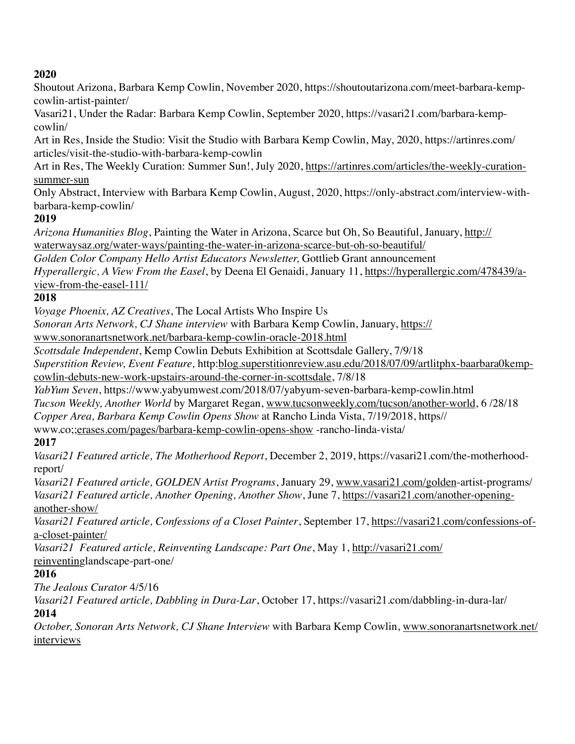**2020**

Shoutout Arizona, Barbara Kemp Cowlin, November 2020, https://shoutoutarizona.com/meet-barbara-kemp-cowlin-artist-painter/

Vasari21, Under the Radar: Barbara Kemp Cowlin, September 2020, https://vasari21.com/barbara-kemp-cowlin/

Art in Res, Inside the Studio: Visit the Studio with Barbara Kemp Cowlin, May, 2020, https://artinres.com/articles/visit-the-studio-with-barbara-kemp-cowlin

Art in Res, The Weekly Curation: Summer Sun!, July 2020, https://artinres.com/articles/the-weekly-curation-summer-sun

Only Abstract, Interview with Barbara Kemp Cowlin, August, 2020, https://only-abstract.com/interview-with-barbara-kemp-cowlin/

**2019**

*Arizona Humanities Blog*, Painting the Water in Arizona, Scarce but Oh, So Beautiful, January, http://waterwaysaz.org/water-ways/painting-the-water-in-arizona-scarce-but-oh-so-beautiful/

*Golden Color Company Hello Artist Educators Newsletter,* Gottlieb Grant announcement

*Hyperallergic, A View From the Easel*, by Deena El Genaidi, January 11, https://hyperallergic.com/478439/a-view-from-the-easel-111/

**2018**

*Voyage Phoenix, AZ Creatives*, The Local Artists Who Inspire Us

*Sonoran Arts Network, CJ Shane interview* with Barbara Kemp Cowlin, January, https://www.sonoranartsnetwork.net/barbara-kemp-cowlin-oracle-2018.html

*Scottsdale Independent*, Kemp Cowlin Debuts Exhibition at Scottsdale Gallery, 7/9/18

*Superstition Review, Event Feature,* http:blog.superstitionreview.asu.edu/2018/07/09/artlitphx-baarbara0kemp-cowlin-debuts-new-work-upstairs-around-the-corner-in-scottsdale, 7/8/18

*YabYum Seven*, https://www.yabyumwest.com/2018/07/yabyum-seven-barbara-kemp-cowlin.html

*Tucson Weekly, Another World* by Margaret Regan, www.tucsonweekly.com/tucson/another-world, 6 /28/18

*Copper Area, Barbara Kemp Cowlin Opens Show* at Rancho Linda Vista, 7/19/2018, https//www.co;;erases.com/pages/barbara-kemp-cowlin-opens-show -rancho-linda-vista/

**2017**

*Vasari21 Featured article, The Motherhood Report*, December 2, 2019, https://vasari21.com/the-motherhood-report/

*Vasari21 Featured article, GOLDEN Artist Programs*, January 29, www.vasari21.com/golden-artist-programs/

*Vasari21 Featured article, Another Opening, Another Show*, June 7, https://vasari21.com/another-opening-another-show/

*Vasari21 Featured article, Confessions of a Closet Painter*, September 17, https://vasari21.com/confessions-of-a-closet-painter/

*Vasari21 Featured article, Reinventing Landscape: Part One*, May 1, http://vasari21.com/reinventinglandscape-part-one/

**2016**

*The Jealous Curator* 4/5/16

*Vasari21 Featured article, Dabbling in Dura-Lar*, October 17, https://vasari21.com/dabbling-in-dura-lar/

**2014**

*October, Sonoran Arts Network, CJ Shane Interview* with Barbara Kemp Cowlin, www.sonoranartsnetwork.net/interviews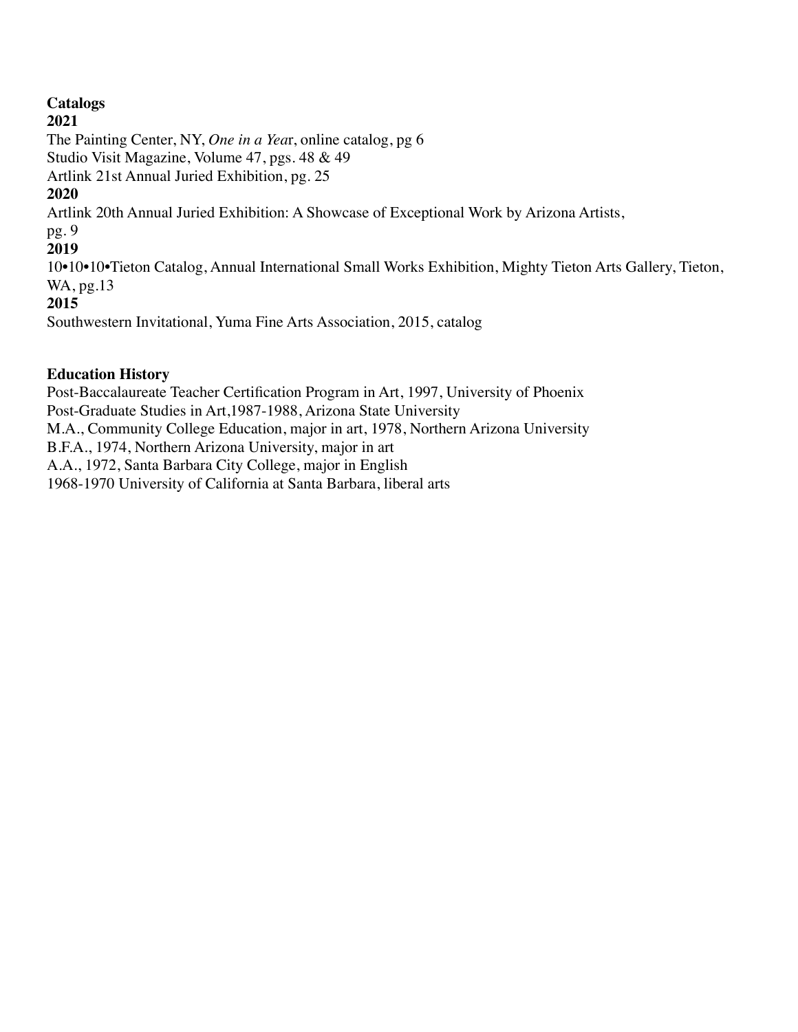**Catalogs**

**2021**

The Painting Center, NY, *One in a Year*, online catalog, pg 6

Studio Visit Magazine, Volume 47, pgs. 48 & 49

Artlink 21st Annual Juried Exhibition, pg. 25

**2020**

Artlink 20th Annual Juried Exhibition: A Showcase of Exceptional Work by Arizona Artists, pg. 9

**2019**

10•10•10•Tieton Catalog, Annual International Small Works Exhibition, Mighty Tieton Arts Gallery, Tieton, WA, pg.13

**2015**

Southwestern Invitational, Yuma Fine Arts Association, 2015, catalog

**Education History**

Post-Baccalaureate Teacher Certification Program in Art, 1997, University of Phoenix

Post-Graduate Studies in Art,1987-1988, Arizona State University

M.A., Community College Education, major in art, 1978, Northern Arizona University

B.F.A., 1974, Northern Arizona University, major in art

A.A., 1972, Santa Barbara City College, major in English

1968-1970 University of California at Santa Barbara, liberal arts